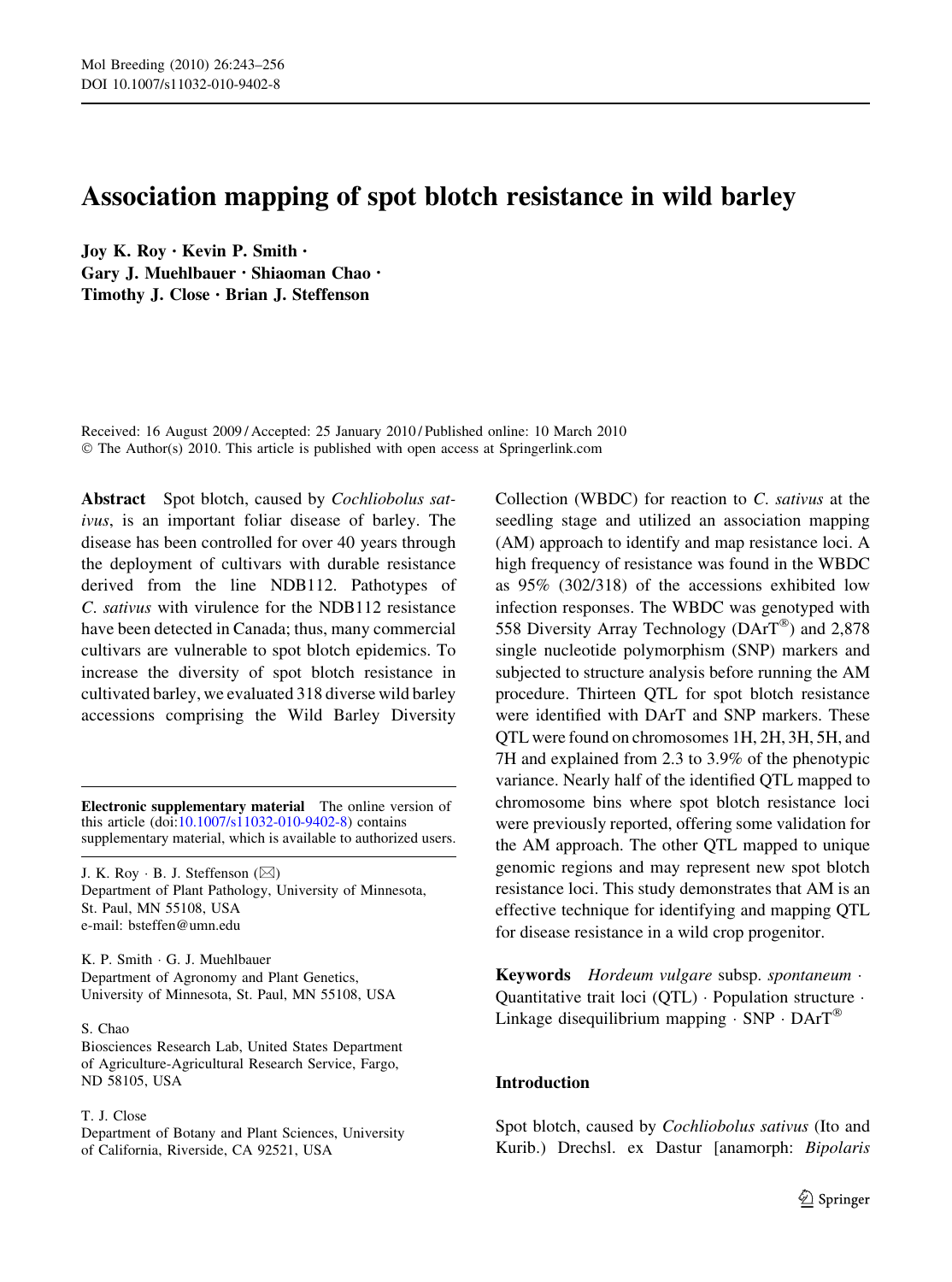# Association mapping of spot blotch resistance in wild barley

**Joy K. Roy · Kevin P. Smith · Gary J. Muehlbauer · Shiaoman Chao · Timothy J. Close · Brian J. Steffenson**

Received: 16 August 2009 / Accepted: 25 January 2010 / Published online: 10 March 2010
© The Author(s) 2010. This article is published with open access at Springerlink.com

**Abstract** Spot blotch, caused by *Cochliobolus sativus*, is an important foliar disease of barley. The disease has been controlled for over 40 years through the deployment of cultivars with durable resistance derived from the line NDB112. Pathotypes of *C. sativus* with virulence for the NDB112 resistance have been detected in Canada; thus, many commercial cultivars are vulnerable to spot blotch epidemics. To increase the diversity of spot blotch resistance in cultivated barley, we evaluated 318 diverse wild barley accessions comprising the Wild Barley Diversity Collection (WBDC) for reaction to *C. sativus* at the seedling stage and utilized an association mapping (AM) approach to identify and map resistance loci. A high frequency of resistance was found in the WBDC as 95% (302/318) of the accessions exhibited low infection responses. The WBDC was genotyped with 558 Diversity Array Technology (DArT®) and 2,878 single nucleotide polymorphism (SNP) markers and subjected to structure analysis before running the AM procedure. Thirteen QTL for spot blotch resistance were identified with DArT and SNP markers. These QTL were found on chromosomes 1H, 2H, 3H, 5H, and 7H and explained from 2.3 to 3.9% of the phenotypic variance. Nearly half of the identified QTL mapped to chromosome bins where spot blotch resistance loci were previously reported, offering some validation for the AM approach. The other QTL mapped to unique genomic regions and may represent new spot blotch resistance loci. This study demonstrates that AM is an effective technique for identifying and mapping QTL for disease resistance in a wild crop progenitor.

**Keywords** *Hordeum vulgare* subsp. *spontaneum* · Quantitative trait loci (QTL) · Population structure · Linkage disequilibrium mapping · SNP · DArT®

**Electronic supplementary material** The online version of this article (doi:10.1007/s11032-010-9402-8) contains supplementary material, which is available to authorized users.

J. K. Roy · B. J. Steffenson (✉)
Department of Plant Pathology, University of Minnesota, St. Paul, MN 55108, USA
e-mail: bsteffen@umn.edu

K. P. Smith · G. J. Muehlbauer
Department of Agronomy and Plant Genetics, University of Minnesota, St. Paul, MN 55108, USA

S. Chao
Biosciences Research Lab, United States Department of Agriculture-Agricultural Research Service, Fargo, ND 58105, USA

T. J. Close
Department of Botany and Plant Sciences, University of California, Riverside, CA 92521, USA

## Introduction

Spot blotch, caused by *Cochliobolus sativus* (Ito and Kurib.) Drechsl. ex Dastur [anamorph: *Bipolaris*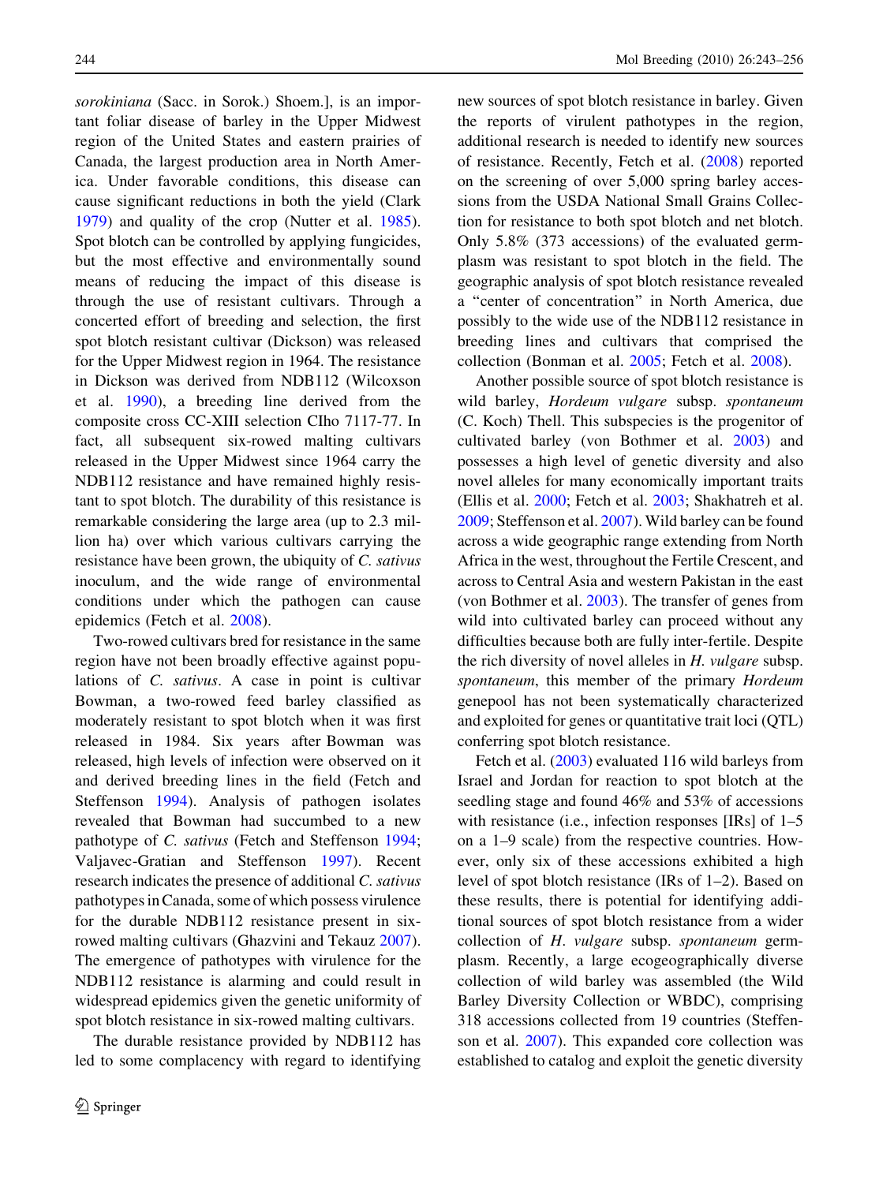*sorokiniana* (Sacc. in Sorok.) Shoem.], is an important foliar disease of barley in the Upper Midwest region of the United States and eastern prairies of Canada, the largest production area in North America. Under favorable conditions, this disease can cause significant reductions in both the yield (Clark 1979) and quality of the crop (Nutter et al. 1985). Spot blotch can be controlled by applying fungicides, but the most effective and environmentally sound means of reducing the impact of this disease is through the use of resistant cultivars. Through a concerted effort of breeding and selection, the first spot blotch resistant cultivar (Dickson) was released for the Upper Midwest region in 1964. The resistance in Dickson was derived from NDB112 (Wilcoxson et al. 1990), a breeding line derived from the composite cross CC-XIII selection CIho 7117-77. In fact, all subsequent six-rowed malting cultivars released in the Upper Midwest since 1964 carry the NDB112 resistance and have remained highly resistant to spot blotch. The durability of this resistance is remarkable considering the large area (up to 2.3 million ha) over which various cultivars carrying the resistance have been grown, the ubiquity of *C. sativus* inoculum, and the wide range of environmental conditions under which the pathogen can cause epidemics (Fetch et al. 2008).

Two-rowed cultivars bred for resistance in the same region have not been broadly effective against populations of *C. sativus*. A case in point is cultivar Bowman, a two-rowed feed barley classified as moderately resistant to spot blotch when it was first released in 1984. Six years after Bowman was released, high levels of infection were observed on it and derived breeding lines in the field (Fetch and Steffenson 1994). Analysis of pathogen isolates revealed that Bowman had succumbed to a new pathotype of *C. sativus* (Fetch and Steffenson 1994; Valjavec-Gratian and Steffenson 1997). Recent research indicates the presence of additional *C. sativus* pathotypes in Canada, some of which possess virulence for the durable NDB112 resistance present in six-rowed malting cultivars (Ghazvini and Tekauz 2007). The emergence of pathotypes with virulence for the NDB112 resistance is alarming and could result in widespread epidemics given the genetic uniformity of spot blotch resistance in six-rowed malting cultivars.

The durable resistance provided by NDB112 has led to some complacency with regard to identifying new sources of spot blotch resistance in barley. Given the reports of virulent pathotypes in the region, additional research is needed to identify new sources of resistance. Recently, Fetch et al. (2008) reported on the screening of over 5,000 spring barley accessions from the USDA National Small Grains Collection for resistance to both spot blotch and net blotch. Only 5.8% (373 accessions) of the evaluated germplasm was resistant to spot blotch in the field. The geographic analysis of spot blotch resistance revealed a "center of concentration" in North America, due possibly to the wide use of the NDB112 resistance in breeding lines and cultivars that comprised the collection (Bonman et al. 2005; Fetch et al. 2008).

Another possible source of spot blotch resistance is wild barley, *Hordeum vulgare* subsp. *spontaneum* (C. Koch) Thell. This subspecies is the progenitor of cultivated barley (von Bothmer et al. 2003) and possesses a high level of genetic diversity and also novel alleles for many economically important traits (Ellis et al. 2000; Fetch et al. 2003; Shakhatreh et al. 2009; Steffenson et al. 2007). Wild barley can be found across a wide geographic range extending from North Africa in the west, throughout the Fertile Crescent, and across to Central Asia and western Pakistan in the east (von Bothmer et al. 2003). The transfer of genes from wild into cultivated barley can proceed without any difficulties because both are fully inter-fertile. Despite the rich diversity of novel alleles in *H. vulgare* subsp. *spontaneum*, this member of the primary *Hordeum* genepool has not been systematically characterized and exploited for genes or quantitative trait loci (QTL) conferring spot blotch resistance.

Fetch et al. (2003) evaluated 116 wild barleys from Israel and Jordan for reaction to spot blotch at the seedling stage and found 46% and 53% of accessions with resistance (i.e., infection responses [IRs] of 1–5 on a 1–9 scale) from the respective countries. However, only six of these accessions exhibited a high level of spot blotch resistance (IRs of 1–2). Based on these results, there is potential for identifying additional sources of spot blotch resistance from a wider collection of *H. vulgare* subsp. *spontaneum* germplasm. Recently, a large ecogeographically diverse collection of wild barley was assembled (the Wild Barley Diversity Collection or WBDC), comprising 318 accessions collected from 19 countries (Steffenson et al. 2007). This expanded core collection was established to catalog and exploit the genetic diversity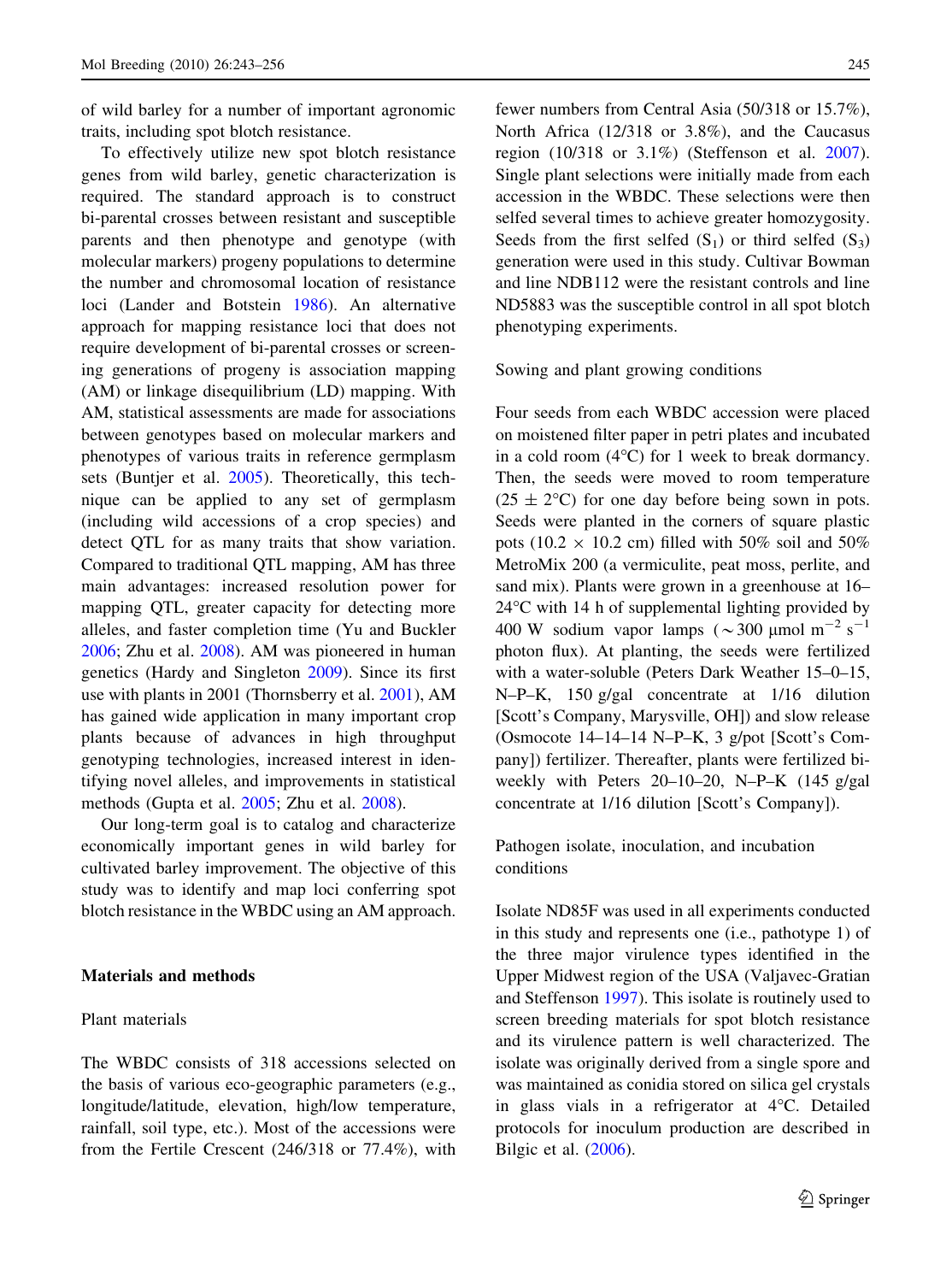of wild barley for a number of important agronomic traits, including spot blotch resistance.

To effectively utilize new spot blotch resistance genes from wild barley, genetic characterization is required. The standard approach is to construct bi-parental crosses between resistant and susceptible parents and then phenotype and genotype (with molecular markers) progeny populations to determine the number and chromosomal location of resistance loci (Lander and Botstein 1986). An alternative approach for mapping resistance loci that does not require development of bi-parental crosses or screening generations of progeny is association mapping (AM) or linkage disequilibrium (LD) mapping. With AM, statistical assessments are made for associations between genotypes based on molecular markers and phenotypes of various traits in reference germplasm sets (Buntjer et al. 2005). Theoretically, this technique can be applied to any set of germplasm (including wild accessions of a crop species) and detect QTL for as many traits that show variation. Compared to traditional QTL mapping, AM has three main advantages: increased resolution power for mapping QTL, greater capacity for detecting more alleles, and faster completion time (Yu and Buckler 2006; Zhu et al. 2008). AM was pioneered in human genetics (Hardy and Singleton 2009). Since its first use with plants in 2001 (Thornsberry et al. 2001), AM has gained wide application in many important crop plants because of advances in high throughput genotyping technologies, increased interest in identifying novel alleles, and improvements in statistical methods (Gupta et al. 2005; Zhu et al. 2008).

Our long-term goal is to catalog and characterize economically important genes in wild barley for cultivated barley improvement. The objective of this study was to identify and map loci conferring spot blotch resistance in the WBDC using an AM approach.

## Materials and methods

### Plant materials

The WBDC consists of 318 accessions selected on the basis of various eco-geographic parameters (e.g., longitude/latitude, elevation, high/low temperature, rainfall, soil type, etc.). Most of the accessions were from the Fertile Crescent (246/318 or 77.4%), with fewer numbers from Central Asia (50/318 or 15.7%), North Africa (12/318 or 3.8%), and the Caucasus region (10/318 or 3.1%) (Steffenson et al. 2007). Single plant selections were initially made from each accession in the WBDC. These selections were then selfed several times to achieve greater homozygosity. Seeds from the first selfed ($S_1$) or third selfed ($S_3$) generation were used in this study. Cultivar Bowman and line NDB112 were the resistant controls and line ND5883 was the susceptible control in all spot blotch phenotyping experiments.

### Sowing and plant growing conditions

Four seeds from each WBDC accession were placed on moistened filter paper in petri plates and incubated in a cold room (4°C) for 1 week to break dormancy. Then, the seeds were moved to room temperature (25 ± 2°C) for one day before being sown in pots. Seeds were planted in the corners of square plastic pots (10.2 × 10.2 cm) filled with 50% soil and 50% MetroMix 200 (a vermiculite, peat moss, perlite, and sand mix). Plants were grown in a greenhouse at 16–24°C with 14 h of supplemental lighting provided by 400 W sodium vapor lamps (~300 μmol $m^{-2}$ $s^{-1}$ photon flux). At planting, the seeds were fertilized with a water-soluble (Peters Dark Weather 15–0–15, N–P–K, 150 g/gal concentrate at 1/16 dilution [Scott's Company, Marysville, OH]) and slow release (Osmocote 14–14–14 N–P–K, 3 g/pot [Scott's Company]) fertilizer. Thereafter, plants were fertilized bi-weekly with Peters 20–10–20, N–P–K (145 g/gal concentrate at 1/16 dilution [Scott's Company]).

### Pathogen isolate, inoculation, and incubation conditions

Isolate ND85F was used in all experiments conducted in this study and represents one (i.e., pathotype 1) of the three major virulence types identified in the Upper Midwest region of the USA (Valjavec-Gratian and Steffenson 1997). This isolate is routinely used to screen breeding materials for spot blotch resistance and its virulence pattern is well characterized. The isolate was originally derived from a single spore and was maintained as conidia stored on silica gel crystals in glass vials in a refrigerator at 4°C. Detailed protocols for inoculum production are described in Bilgic et al. (2006).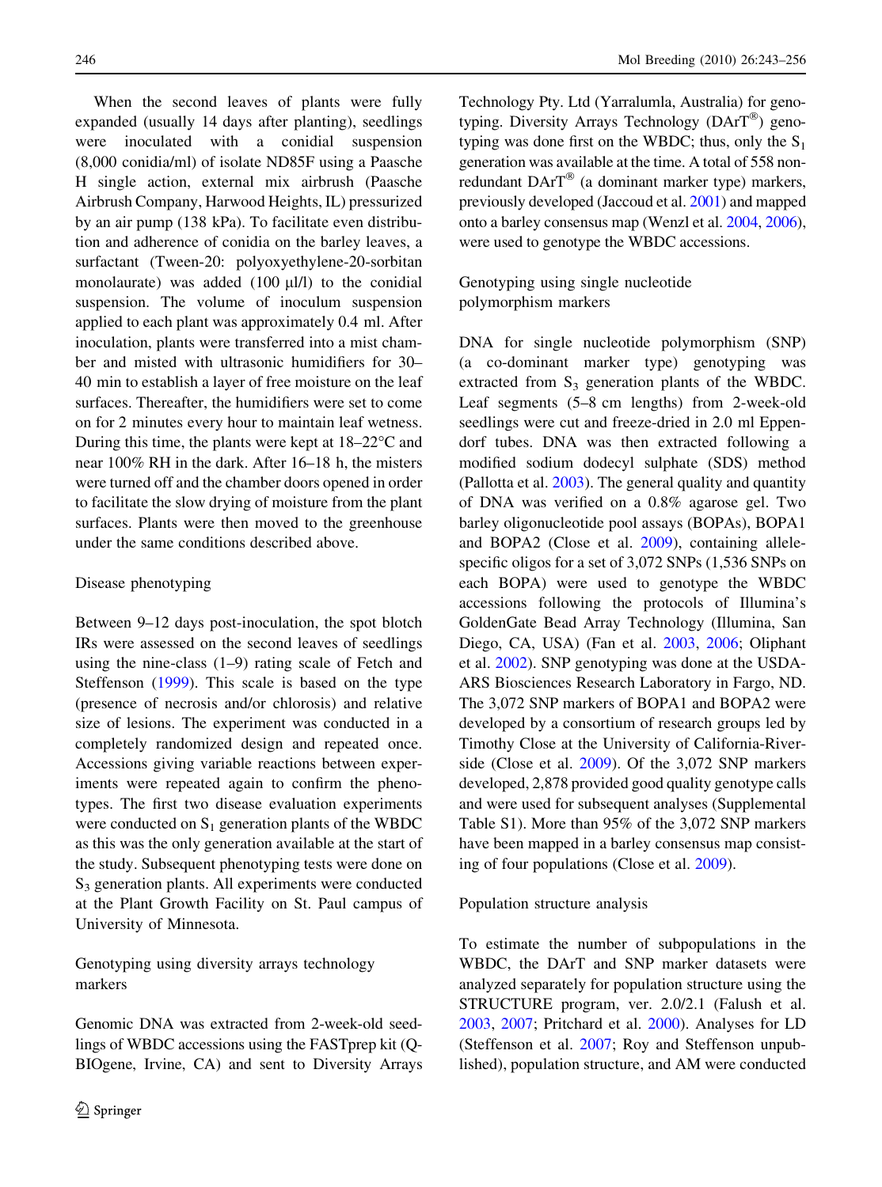When the second leaves of plants were fully expanded (usually 14 days after planting), seedlings were inoculated with a conidial suspension (8,000 conidia/ml) of isolate ND85F using a Paasche H single action, external mix airbrush (Paasche Airbrush Company, Harwood Heights, IL) pressurized by an air pump (138 kPa). To facilitate even distribution and adherence of conidia on the barley leaves, a surfactant (Tween-20: polyoxyethylene-20-sorbitan monolaurate) was added (100 μl/l) to the conidial suspension. The volume of inoculum suspension applied to each plant was approximately 0.4 ml. After inoculation, plants were transferred into a mist chamber and misted with ultrasonic humidifiers for 30–40 min to establish a layer of free moisture on the leaf surfaces. Thereafter, the humidifiers were set to come on for 2 minutes every hour to maintain leaf wetness. During this time, the plants were kept at 18–22°C and near 100% RH in the dark. After 16–18 h, the misters were turned off and the chamber doors opened in order to facilitate the slow drying of moisture from the plant surfaces. Plants were then moved to the greenhouse under the same conditions described above.

## Disease phenotyping

Between 9–12 days post-inoculation, the spot blotch IRs were assessed on the second leaves of seedlings using the nine-class (1–9) rating scale of Fetch and Steffenson (1999). This scale is based on the type (presence of necrosis and/or chlorosis) and relative size of lesions. The experiment was conducted in a completely randomized design and repeated once. Accessions giving variable reactions between experiments were repeated again to confirm the phenotypes. The first two disease evaluation experiments were conducted on $S_1$ generation plants of the WBDC as this was the only generation available at the start of the study. Subsequent phenotyping tests were done on $S_3$ generation plants. All experiments were conducted at the Plant Growth Facility on St. Paul campus of University of Minnesota.

## Genotyping using diversity arrays technology markers

Genomic DNA was extracted from 2-week-old seedlings of WBDC accessions using the FASTprep kit (Q-BIOgene, Irvine, CA) and sent to Diversity Arrays Technology Pty. Ltd (Yarralumla, Australia) for genotyping. Diversity Arrays Technology (DArT®) genotyping was done first on the WBDC; thus, only the $S_1$ generation was available at the time. A total of 558 non-redundant DArT® (a dominant marker type) markers, previously developed (Jaccoud et al. 2001) and mapped onto a barley consensus map (Wenzl et al. 2004, 2006), were used to genotype the WBDC accessions.

## Genotyping using single nucleotide polymorphism markers

DNA for single nucleotide polymorphism (SNP) (a co-dominant marker type) genotyping was extracted from $S_3$ generation plants of the WBDC. Leaf segments (5–8 cm lengths) from 2-week-old seedlings were cut and freeze-dried in 2.0 ml Eppendorf tubes. DNA was then extracted following a modified sodium dodecyl sulphate (SDS) method (Pallotta et al. 2003). The general quality and quantity of DNA was verified on a 0.8% agarose gel. Two barley oligonucleotide pool assays (BOPAs), BOPA1 and BOPA2 (Close et al. 2009), containing allele-specific oligos for a set of 3,072 SNPs (1,536 SNPs on each BOPA) were used to genotype the WBDC accessions following the protocols of Illumina's GoldenGate Bead Array Technology (Illumina, San Diego, CA, USA) (Fan et al. 2003, 2006; Oliphant et al. 2002). SNP genotyping was done at the USDA-ARS Biosciences Research Laboratory in Fargo, ND. The 3,072 SNP markers of BOPA1 and BOPA2 were developed by a consortium of research groups led by Timothy Close at the University of California-Riverside (Close et al. 2009). Of the 3,072 SNP markers developed, 2,878 provided good quality genotype calls and were used for subsequent analyses (Supplemental Table S1). More than 95% of the 3,072 SNP markers have been mapped in a barley consensus map consisting of four populations (Close et al. 2009).

## Population structure analysis

To estimate the number of subpopulations in the WBDC, the DArT and SNP marker datasets were analyzed separately for population structure using the STRUCTURE program, ver. 2.0/2.1 (Falush et al. 2003, 2007; Pritchard et al. 2000). Analyses for LD (Steffenson et al. 2007; Roy and Steffenson unpublished), population structure, and AM were conducted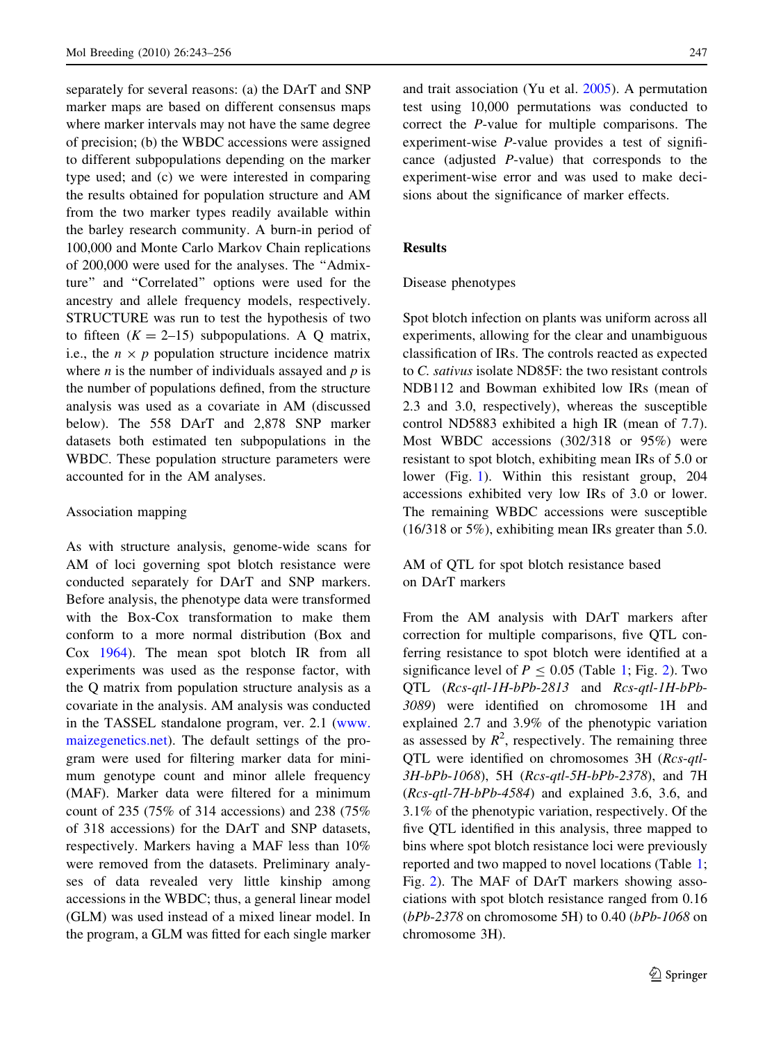separately for several reasons: (a) the DArT and SNP marker maps are based on different consensus maps where marker intervals may not have the same degree of precision; (b) the WBDC accessions were assigned to different subpopulations depending on the marker type used; and (c) we were interested in comparing the results obtained for population structure and AM from the two marker types readily available within the barley research community. A burn-in period of 100,000 and Monte Carlo Markov Chain replications of 200,000 were used for the analyses. The "Admixture" and "Correlated" options were used for the ancestry and allele frequency models, respectively. STRUCTURE was run to test the hypothesis of two to fifteen ($K = 2$–$15$) subpopulations. A Q matrix, i.e., the $n \times p$ population structure incidence matrix where $n$ is the number of individuals assayed and $p$ is the number of populations defined, from the structure analysis was used as a covariate in AM (discussed below). The 558 DArT and 2,878 SNP marker datasets both estimated ten subpopulations in the WBDC. These population structure parameters were accounted for in the AM analyses.

### Association mapping

As with structure analysis, genome-wide scans for AM of loci governing spot blotch resistance were conducted separately for DArT and SNP markers. Before analysis, the phenotype data were transformed with the Box-Cox transformation to make them conform to a more normal distribution (Box and Cox 1964). The mean spot blotch IR from all experiments was used as the response factor, with the Q matrix from population structure analysis as a covariate in the analysis. AM analysis was conducted in the TASSEL standalone program, ver. 2.1 (www.maizegenetics.net). The default settings of the program were used for filtering marker data for minimum genotype count and minor allele frequency (MAF). Marker data were filtered for a minimum count of 235 (75% of 314 accessions) and 238 (75% of 318 accessions) for the DArT and SNP datasets, respectively. Markers having a MAF less than 10% were removed from the datasets. Preliminary analyses of data revealed very little kinship among accessions in the WBDC; thus, a general linear model (GLM) was used instead of a mixed linear model. In the program, a GLM was fitted for each single marker and trait association (Yu et al. 2005). A permutation test using 10,000 permutations was conducted to correct the $P$-value for multiple comparisons. The experiment-wise $P$-value provides a test of significance (adjusted $P$-value) that corresponds to the experiment-wise error and was used to make decisions about the significance of marker effects.

## Results

### Disease phenotypes

Spot blotch infection on plants was uniform across all experiments, allowing for the clear and unambiguous classification of IRs. The controls reacted as expected to *C. sativus* isolate ND85F: the two resistant controls NDB112 and Bowman exhibited low IRs (mean of 2.3 and 3.0, respectively), whereas the susceptible control ND5883 exhibited a high IR (mean of 7.7). Most WBDC accessions (302/318 or 95%) were resistant to spot blotch, exhibiting mean IRs of 5.0 or lower (Fig. 1). Within this resistant group, 204 accessions exhibited very low IRs of 3.0 or lower. The remaining WBDC accessions were susceptible (16/318 or 5%), exhibiting mean IRs greater than 5.0.

### AM of QTL for spot blotch resistance based on DArT markers

From the AM analysis with DArT markers after correction for multiple comparisons, five QTL conferring resistance to spot blotch were identified at a significance level of $P \leq 0.05$ (Table 1; Fig. 2). Two QTL (*Rcs-qtl-1H-bPb-2813* and *Rcs-qtl-1H-bPb-3089*) were identified on chromosome 1H and explained 2.7 and 3.9% of the phenotypic variation as assessed by $R^2$, respectively. The remaining three QTL were identified on chromosomes 3H (*Rcs-qtl-3H-bPb-1068*), 5H (*Rcs-qtl-5H-bPb-2378*), and 7H (*Rcs-qtl-7H-bPb-4584*) and explained 3.6, 3.6, and 3.1% of the phenotypic variation, respectively. Of the five QTL identified in this analysis, three mapped to bins where spot blotch resistance loci were previously reported and two mapped to novel locations (Table 1; Fig. 2). The MAF of DArT markers showing associations with spot blotch resistance ranged from 0.16 (*bPb-2378* on chromosome 5H) to 0.40 (*bPb-1068* on chromosome 3H).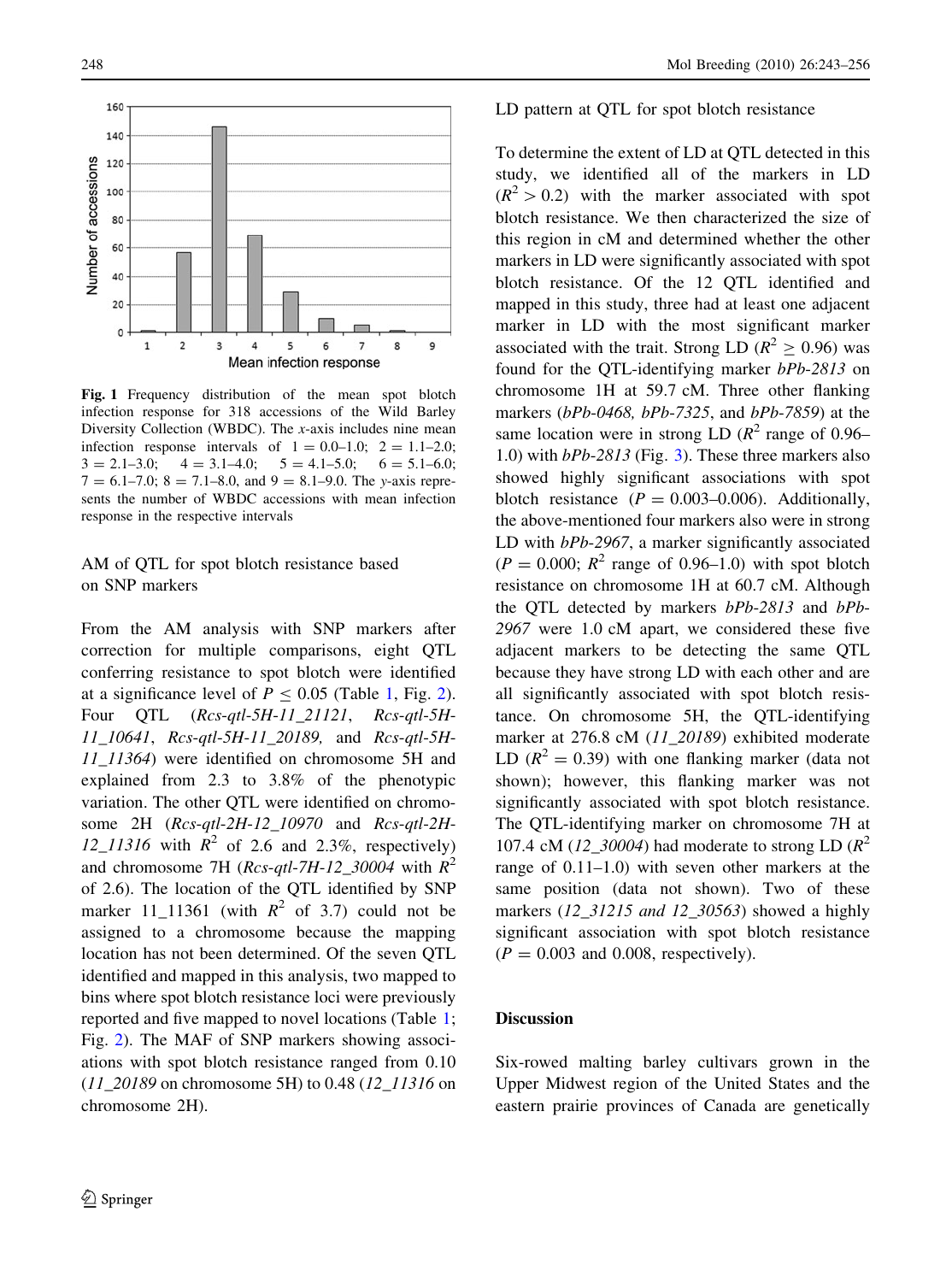Fig. 1 Frequency distribution of the mean spot blotch infection response for 318 accessions of the Wild Barley Diversity Collection (WBDC). The *x*-axis includes nine mean infection response intervals of 1 = 0.0–1.0; 2 = 1.1–2.0; 3 = 2.1–3.0; 4 = 3.1–4.0; 5 = 4.1–5.0; 6 = 5.1–6.0; 7 = 6.1–7.0; 8 = 7.1–8.0, and 9 = 8.1–9.0. The *y*-axis represents the number of WBDC accessions with mean infection response in the respective intervals

### AM of QTL for spot blotch resistance based on SNP markers

From the AM analysis with SNP markers after correction for multiple comparisons, eight QTL conferring resistance to spot blotch were identified at a significance level of $P \leq 0.05$ (Table 1, Fig. 2). Four QTL (*Rcs-qtl-5H-11_21121*, *Rcs-qtl-5H-11_10641*, *Rcs-qtl-5H-11_20189,* and *Rcs-qtl-5H-11_11364*) were identified on chromosome 5H and explained from 2.3 to 3.8% of the phenotypic variation. The other QTL were identified on chromosome 2H (*Rcs-qtl-2H-12_10970* and *Rcs-qtl-2H-12_11316* with $R^2$ of 2.6 and 2.3%, respectively) and chromosome 7H (*Rcs-qtl-7H-12_30004* with $R^2$ of 2.6). The location of the QTL identified by SNP marker 11_11361 (with $R^2$ of 3.7) could not be assigned to a chromosome because the mapping location has not been determined. Of the seven QTL identified and mapped in this analysis, two mapped to bins where spot blotch resistance loci were previously reported and five mapped to novel locations (Table 1; Fig. 2). The MAF of SNP markers showing associations with spot blotch resistance ranged from 0.10 (*11_20189* on chromosome 5H) to 0.48 (*12_11316* on chromosome 2H).

### LD pattern at QTL for spot blotch resistance

To determine the extent of LD at QTL detected in this study, we identified all of the markers in LD ($R^2 > 0.2$) with the marker associated with spot blotch resistance. We then characterized the size of this region in cM and determined whether the other markers in LD were significantly associated with spot blotch resistance. Of the 12 QTL identified and mapped in this study, three had at least one adjacent marker in LD with the most significant marker associated with the trait. Strong LD ($R^2 \geq 0.96$) was found for the QTL-identifying marker *bPb-2813* on chromosome 1H at 59.7 cM. Three other flanking markers (*bPb-0468, bPb-7325*, and *bPb-7859*) at the same location were in strong LD ($R^2$ range of 0.96–1.0) with *bPb-2813* (Fig. 3). These three markers also showed highly significant associations with spot blotch resistance ($P = 0.003$–$0.006$). Additionally, the above-mentioned four markers also were in strong LD with *bPb-2967*, a marker significantly associated ($P = 0.000$; $R^2$ range of 0.96–1.0) with spot blotch resistance on chromosome 1H at 60.7 cM. Although the QTL detected by markers *bPb-2813* and *bPb-2967* were 1.0 cM apart, we considered these five adjacent markers to be detecting the same QTL because they have strong LD with each other and are all significantly associated with spot blotch resistance. On chromosome 5H, the QTL-identifying marker at 276.8 cM (*11_20189*) exhibited moderate LD ($R^2 = 0.39$) with one flanking marker (data not shown); however, this flanking marker was not significantly associated with spot blotch resistance. The QTL-identifying marker on chromosome 7H at 107.4 cM (*12_30004*) had moderate to strong LD ($R^2$ range of 0.11–1.0) with seven other markers at the same position (data not shown). Two of these markers (*12_31215 and 12_30563*) showed a highly significant association with spot blotch resistance ($P = 0.003$ and 0.008, respectively).

## Discussion

Six-rowed malting barley cultivars grown in the Upper Midwest region of the United States and the eastern prairie provinces of Canada are genetically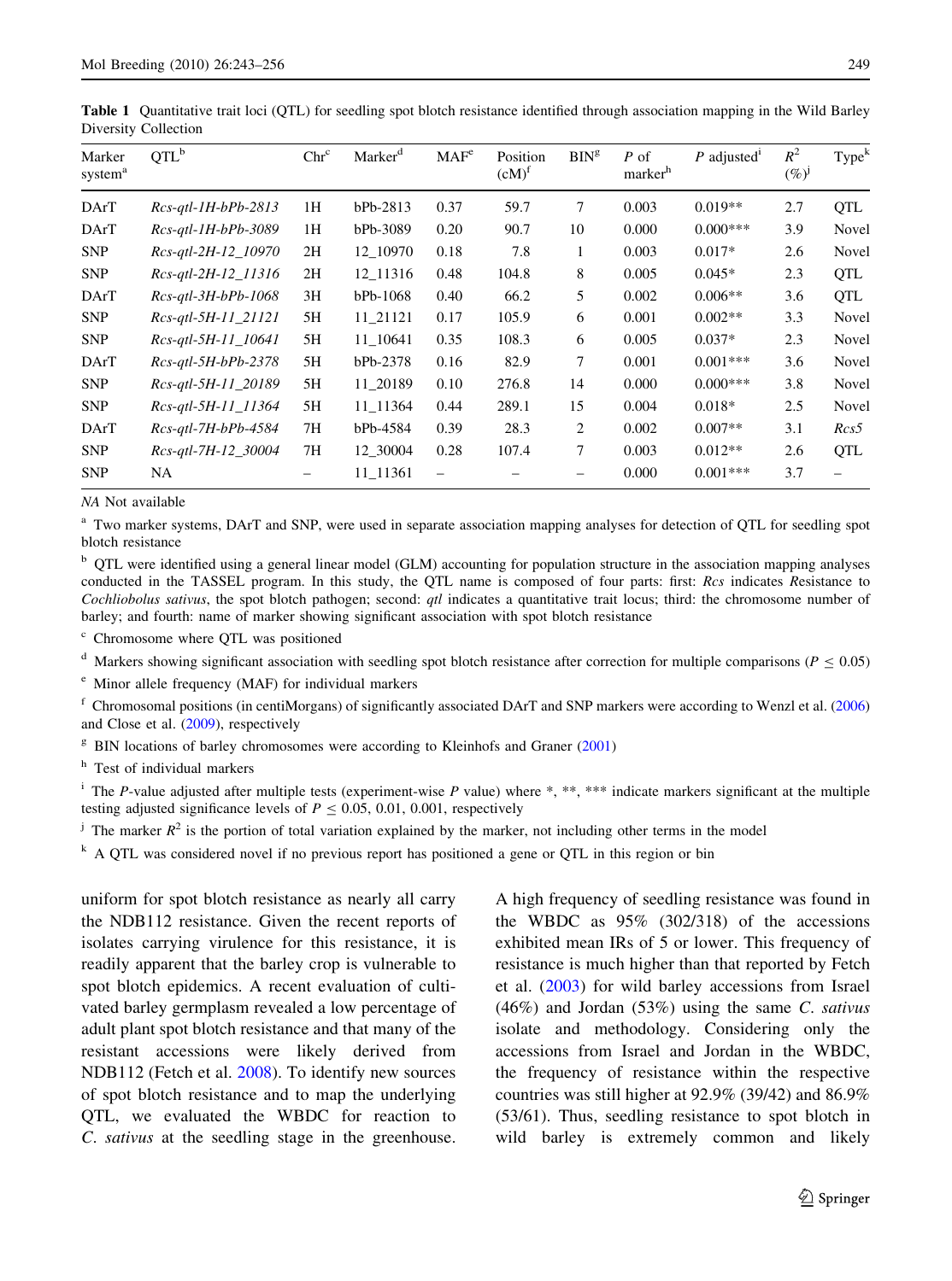**Table 1** Quantitative trait loci (QTL) for seedling spot blotch resistance identified through association mapping in the Wild Barley Diversity Collection

| Marker system[a] | QTL[b] | Chr[c] | Marker[d] | MAF[e] | Position (cM)[f] | BIN[g] | P of marker[h] | P adjusted[i] | $R^2$ (%)[j] | Type[k] |
|---|---|---|---|---|---|---|---|---|---|---|
| DArT | *Rcs-qtl-1H-bPb-2813* | 1H | bPb-2813 | 0.37 | 59.7 | 7 | 0.003 | 0.019** | 2.7 | QTL |
| DArT | *Rcs-qtl-1H-bPb-3089* | 1H | bPb-3089 | 0.20 | 90.7 | 10 | 0.000 | 0.000*** | 3.9 | Novel |
| SNP | *Rcs-qtl-2H-12_10970* | 2H | 12_10970 | 0.18 | 7.8 | 1 | 0.003 | 0.017* | 2.6 | Novel |
| SNP | *Rcs-qtl-2H-12_11316* | 2H | 12_11316 | 0.48 | 104.8 | 8 | 0.005 | 0.045* | 2.3 | QTL |
| DArT | *Rcs-qtl-3H-bPb-1068* | 3H | bPb-1068 | 0.40 | 66.2 | 5 | 0.002 | 0.006** | 3.6 | QTL |
| SNP | *Rcs-qtl-5H-11_21121* | 5H | 11_21121 | 0.17 | 105.9 | 6 | 0.001 | 0.002** | 3.3 | Novel |
| SNP | *Rcs-qtl-5H-11_10641* | 5H | 11_10641 | 0.35 | 108.3 | 6 | 0.005 | 0.037* | 2.3 | Novel |
| DArT | *Rcs-qtl-5H-bPb-2378* | 5H | bPb-2378 | 0.16 | 82.9 | 7 | 0.001 | 0.001*** | 3.6 | Novel |
| SNP | *Rcs-qtl-5H-11_20189* | 5H | 11_20189 | 0.10 | 276.8 | 14 | 0.000 | 0.000*** | 3.8 | Novel |
| SNP | *Rcs-qtl-5H-11_11364* | 5H | 11_11364 | 0.44 | 289.1 | 15 | 0.004 | 0.018* | 2.5 | Novel |
| DArT | *Rcs-qtl-7H-bPb-4584* | 7H | bPb-4584 | 0.39 | 28.3 | 2 | 0.002 | 0.007** | 3.1 | *Rcs5* |
| SNP | *Rcs-qtl-7H-12_30004* | 7H | 12_30004 | 0.28 | 107.4 | 7 | 0.003 | 0.012** | 2.6 | QTL |
| SNP | NA | – | 11_11361 | – | – | – | 0.000 | 0.001*** | 3.7 | – |

*NA* Not available

[a] Two marker systems, DArT and SNP, were used in separate association mapping analyses for detection of QTL for seedling spot blotch resistance

[b] QTL were identified using a general linear model (GLM) accounting for population structure in the association mapping analyses conducted in the TASSEL program. In this study, the QTL name is composed of four parts: first: *Rcs* indicates *R*esistance to *Cochliobolus sativus*, the spot blotch pathogen; second: *qtl* indicates a quantitative trait locus; third: the chromosome number of barley; and fourth: name of marker showing significant association with spot blotch resistance

[c] Chromosome where QTL was positioned

[d] Markers showing significant association with seedling spot blotch resistance after correction for multiple comparisons ($P \leq 0.05$)

[e] Minor allele frequency (MAF) for individual markers

[f] Chromosomal positions (in centiMorgans) of significantly associated DArT and SNP markers were according to Wenzl et al. (2006) and Close et al. (2009), respectively

[g] BIN locations of barley chromosomes were according to Kleinhofs and Graner (2001)

[h] Test of individual markers

[i] The *P*-value adjusted after multiple tests (experiment-wise *P* value) where *, **, *** indicate markers significant at the multiple testing adjusted significance levels of $P \leq 0.05$, 0.01, 0.001, respectively

[j] The marker $R^2$ is the portion of total variation explained by the marker, not including other terms in the model

[k] A QTL was considered novel if no previous report has positioned a gene or QTL in this region or bin

uniform for spot blotch resistance as nearly all carry the NDB112 resistance. Given the recent reports of isolates carrying virulence for this resistance, it is readily apparent that the barley crop is vulnerable to spot blotch epidemics. A recent evaluation of cultivated barley germplasm revealed a low percentage of adult plant spot blotch resistance and that many of the resistant accessions were likely derived from NDB112 (Fetch et al. 2008). To identify new sources of spot blotch resistance and to map the underlying QTL, we evaluated the WBDC for reaction to *C. sativus* at the seedling stage in the greenhouse. A high frequency of seedling resistance was found in the WBDC as 95% (302/318) of the accessions exhibited mean IRs of 5 or lower. This frequency of resistance is much higher than that reported by Fetch et al. (2003) for wild barley accessions from Israel (46%) and Jordan (53%) using the same *C. sativus* isolate and methodology. Considering only the accessions from Israel and Jordan in the WBDC, the frequency of resistance within the respective countries was still higher at 92.9% (39/42) and 86.9% (53/61). Thus, seedling resistance to spot blotch in wild barley is extremely common and likely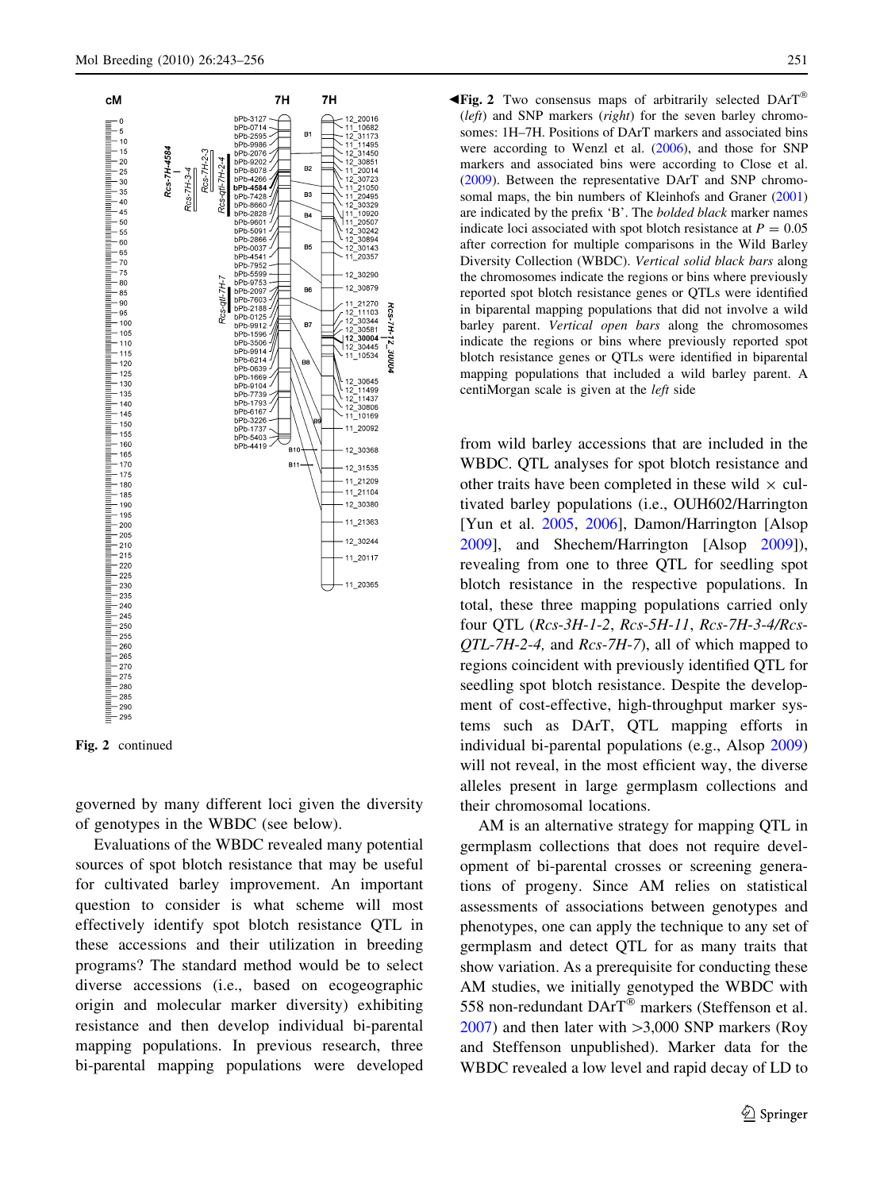**Fig. 2** continued

◂**Fig. 2** Two consensus maps of arbitrarily selected DArT® (*left*) and SNP markers (*right*) for the seven barley chromosomes: 1H–7H. Positions of DArT markers and associated bins were according to Wenzl et al. (2006), and those for SNP markers and associated bins were according to Close et al. (2009). Between the representative DArT and SNP chromosomal maps, the bin numbers of Kleinhofs and Graner (2001) are indicated by the prefix 'B'. The *bolded black* marker names indicate loci associated with spot blotch resistance at $P = 0.05$ after correction for multiple comparisons in the Wild Barley Diversity Collection (WBDC). *Vertical solid black bars* along the chromosomes indicate the regions or bins where previously reported spot blotch resistance genes or QTLs were identified in biparental mapping populations that did not involve a wild barley parent. *Vertical open bars* along the chromosomes indicate the regions or bins where previously reported spot blotch resistance genes or QTLs were identified in biparental mapping populations that included a wild barley parent. A centiMorgan scale is given at the *left* side

governed by many different loci given the diversity of genotypes in the WBDC (see below).

Evaluations of the WBDC revealed many potential sources of spot blotch resistance that may be useful for cultivated barley improvement. An important question to consider is what scheme will most effectively identify spot blotch resistance QTL in these accessions and their utilization in breeding programs? The standard method would be to select diverse accessions (i.e., based on ecogeographic origin and molecular marker diversity) exhibiting resistance and then develop individual bi-parental mapping populations. In previous research, three bi-parental mapping populations were developed from wild barley accessions that are included in the WBDC. QTL analyses for spot blotch resistance and other traits have been completed in these wild × cultivated barley populations (i.e., OUH602/Harrington [Yun et al. 2005, 2006], Damon/Harrington [Alsop 2009], and Shechem/Harrington [Alsop 2009]), revealing from one to three QTL for seedling spot blotch resistance in the respective populations. In total, these three mapping populations carried only four QTL (*Rcs-3H-1-2*, *Rcs-5H-11*, *Rcs-7H-3-4/Rcs-QTL-7H-2-4,* and *Rcs-7H-7*), all of which mapped to regions coincident with previously identified QTL for seedling spot blotch resistance. Despite the development of cost-effective, high-throughput marker systems such as DArT, QTL mapping efforts in individual bi-parental populations (e.g., Alsop 2009) will not reveal, in the most efficient way, the diverse alleles present in large germplasm collections and their chromosomal locations.

AM is an alternative strategy for mapping QTL in germplasm collections that does not require development of bi-parental crosses or screening generations of progeny. Since AM relies on statistical assessments of associations between genotypes and phenotypes, one can apply the technique to any set of germplasm and detect QTL for as many traits that show variation. As a prerequisite for conducting these AM studies, we initially genotyped the WBDC with 558 non-redundant DArT® markers (Steffenson et al. 2007) and then later with >3,000 SNP markers (Roy and Steffenson unpublished). Marker data for the WBDC revealed a low level and rapid decay of LD to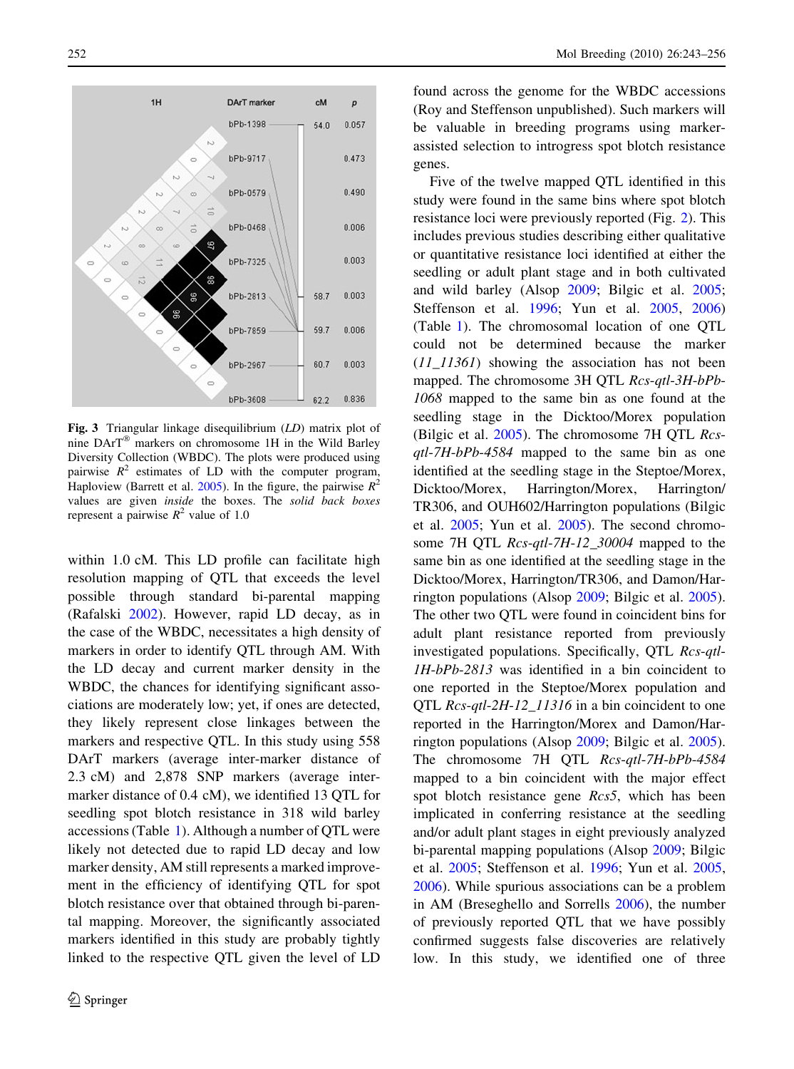**Fig. 3** Triangular linkage disequilibrium (*LD*) matrix plot of nine DArT® markers on chromosome 1H in the Wild Barley Diversity Collection (WBDC). The plots were produced using pairwise $R^2$ estimates of LD with the computer program, Haploview (Barrett et al. 2005). In the figure, the pairwise $R^2$ values are given *inside* the boxes. The *solid back boxes* represent a pairwise $R^2$ value of 1.0

within 1.0 cM. This LD profile can facilitate high resolution mapping of QTL that exceeds the level possible through standard bi-parental mapping (Rafalski 2002). However, rapid LD decay, as in the case of the WBDC, necessitates a high density of markers in order to identify QTL through AM. With the LD decay and current marker density in the WBDC, the chances for identifying significant associations are moderately low; yet, if ones are detected, they likely represent close linkages between the markers and respective QTL. In this study using 558 DArT markers (average inter-marker distance of 2.3 cM) and 2,878 SNP markers (average inter-marker distance of 0.4 cM), we identified 13 QTL for seedling spot blotch resistance in 318 wild barley accessions (Table 1). Although a number of QTL were likely not detected due to rapid LD decay and low marker density, AM still represents a marked improvement in the efficiency of identifying QTL for spot blotch resistance over that obtained through bi-parental mapping. Moreover, the significantly associated markers identified in this study are probably tightly linked to the respective QTL given the level of LD found across the genome for the WBDC accessions (Roy and Steffenson unpublished). Such markers will be valuable in breeding programs using marker-assisted selection to introgress spot blotch resistance genes.

Five of the twelve mapped QTL identified in this study were found in the same bins where spot blotch resistance loci were previously reported (Fig. 2). This includes previous studies describing either qualitative or quantitative resistance loci identified at either the seedling or adult plant stage and in both cultivated and wild barley (Alsop 2009; Bilgic et al. 2005; Steffenson et al. 1996; Yun et al. 2005, 2006) (Table 1). The chromosomal location of one QTL could not be determined because the marker (*11_11361*) showing the association has not been mapped. The chromosome 3H QTL *Rcs-qtl-3H-bPb-1068* mapped to the same bin as one found at the seedling stage in the Dicktoo/Morex population (Bilgic et al. 2005). The chromosome 7H QTL *Rcs-qtl-7H-bPb-4584* mapped to the same bin as one identified at the seedling stage in the Steptoe/Morex, Dicktoo/Morex, Harrington/Morex, Harrington/TR306, and OUH602/Harrington populations (Bilgic et al. 2005; Yun et al. 2005). The second chromosome 7H QTL *Rcs-qtl-7H-12_30004* mapped to the same bin as one identified at the seedling stage in the Dicktoo/Morex, Harrington/TR306, and Damon/Harrington populations (Alsop 2009; Bilgic et al. 2005). The other two QTL were found in coincident bins for adult plant resistance reported from previously investigated populations. Specifically, QTL *Rcs-qtl-1H-bPb-2813* was identified in a bin coincident to one reported in the Steptoe/Morex population and QTL *Rcs-qtl-2H-12_11316* in a bin coincident to one reported in the Harrington/Morex and Damon/Harrington populations (Alsop 2009; Bilgic et al. 2005). The chromosome 7H QTL *Rcs-qtl-7H-bPb-4584* mapped to a bin coincident with the major effect spot blotch resistance gene *Rcs5*, which has been implicated in conferring resistance at the seedling and/or adult plant stages in eight previously analyzed bi-parental mapping populations (Alsop 2009; Bilgic et al. 2005; Steffenson et al. 1996; Yun et al. 2005, 2006). While spurious associations can be a problem in AM (Breseghello and Sorrells 2006), the number of previously reported QTL that we have possibly confirmed suggests false discoveries are relatively low. In this study, we identified one of three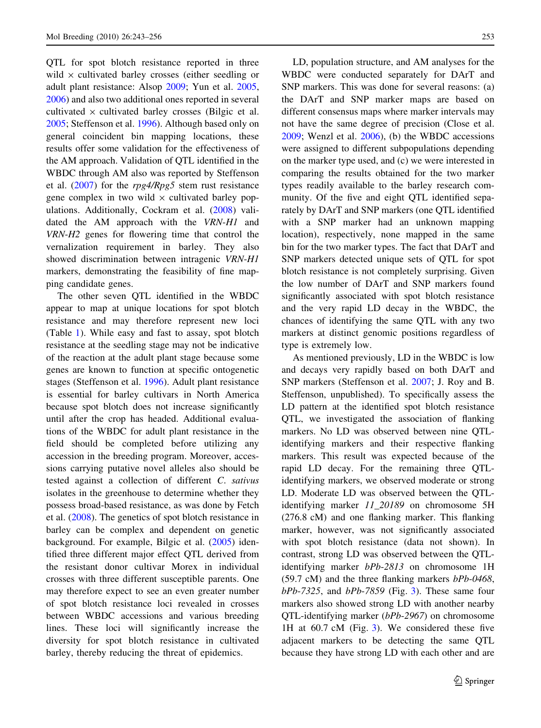QTL for spot blotch resistance reported in three wild × cultivated barley crosses (either seedling or adult plant resistance: Alsop 2009; Yun et al. 2005, 2006) and also two additional ones reported in several cultivated × cultivated barley crosses (Bilgic et al. 2005; Steffenson et al. 1996). Although based only on general coincident bin mapping locations, these results offer some validation for the effectiveness of the AM approach. Validation of QTL identified in the WBDC through AM also was reported by Steffenson et al. (2007) for the *rpg4/Rpg5* stem rust resistance gene complex in two wild × cultivated barley populations. Additionally, Cockram et al. (2008) validated the AM approach with the *VRN-H1* and *VRN-H2* genes for flowering time that control the vernalization requirement in barley. They also showed discrimination between intragenic *VRN-H1* markers, demonstrating the feasibility of fine mapping candidate genes.

The other seven QTL identified in the WBDC appear to map at unique locations for spot blotch resistance and may therefore represent new loci (Table 1). While easy and fast to assay, spot blotch resistance at the seedling stage may not be indicative of the reaction at the adult plant stage because some genes are known to function at specific ontogenetic stages (Steffenson et al. 1996). Adult plant resistance is essential for barley cultivars in North America because spot blotch does not increase significantly until after the crop has headed. Additional evaluations of the WBDC for adult plant resistance in the field should be completed before utilizing any accession in the breeding program. Moreover, accessions carrying putative novel alleles also should be tested against a collection of different *C. sativus* isolates in the greenhouse to determine whether they possess broad-based resistance, as was done by Fetch et al. (2008). The genetics of spot blotch resistance in barley can be complex and dependent on genetic background. For example, Bilgic et al. (2005) identified three different major effect QTL derived from the resistant donor cultivar Morex in individual crosses with three different susceptible parents. One may therefore expect to see an even greater number of spot blotch resistance loci revealed in crosses between WBDC accessions and various breeding lines. These loci will significantly increase the diversity for spot blotch resistance in cultivated barley, thereby reducing the threat of epidemics.

LD, population structure, and AM analyses for the WBDC were conducted separately for DArT and SNP markers. This was done for several reasons: (a) the DArT and SNP marker maps are based on different consensus maps where marker intervals may not have the same degree of precision (Close et al. 2009; Wenzl et al. 2006), (b) the WBDC accessions were assigned to different subpopulations depending on the marker type used, and (c) we were interested in comparing the results obtained for the two marker types readily available to the barley research community. Of the five and eight QTL identified separately by DArT and SNP markers (one QTL identified with a SNP marker had an unknown mapping location), respectively, none mapped in the same bin for the two marker types. The fact that DArT and SNP markers detected unique sets of QTL for spot blotch resistance is not completely surprising. Given the low number of DArT and SNP markers found significantly associated with spot blotch resistance and the very rapid LD decay in the WBDC, the chances of identifying the same QTL with any two markers at distinct genomic positions regardless of type is extremely low.

As mentioned previously, LD in the WBDC is low and decays very rapidly based on both DArT and SNP markers (Steffenson et al. 2007; J. Roy and B. Steffenson, unpublished). To specifically assess the LD pattern at the identified spot blotch resistance QTL, we investigated the association of flanking markers. No LD was observed between nine QTL-identifying markers and their respective flanking markers. This result was expected because of the rapid LD decay. For the remaining three QTL-identifying markers, we observed moderate or strong LD. Moderate LD was observed between the QTL-identifying marker *11_20189* on chromosome 5H (276.8 cM) and one flanking marker. This flanking marker, however, was not significantly associated with spot blotch resistance (data not shown). In contrast, strong LD was observed between the QTL-identifying marker *bPb-2813* on chromosome 1H (59.7 cM) and the three flanking markers *bPb-0468*, *bPb-7325*, and *bPb-7859* (Fig. 3). These same four markers also showed strong LD with another nearby QTL-identifying marker (*bPb-2967*) on chromosome 1H at 60.7 cM (Fig. 3). We considered these five adjacent markers to be detecting the same QTL because they have strong LD with each other and are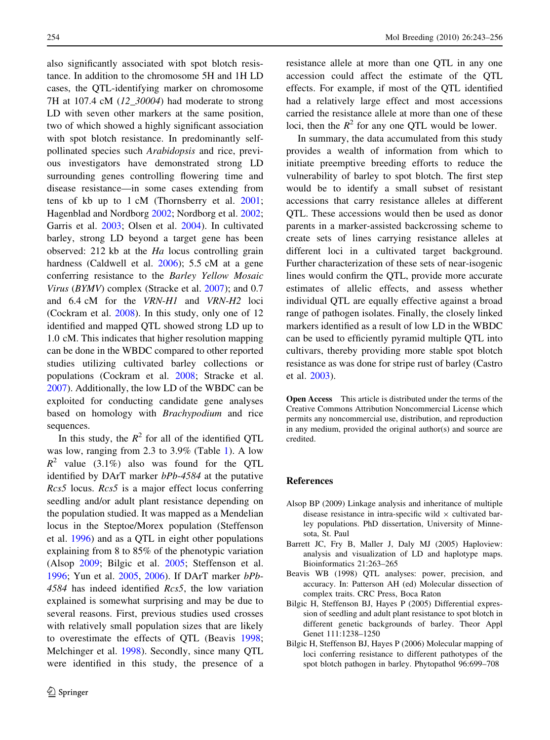also significantly associated with spot blotch resistance. In addition to the chromosome 5H and 1H LD cases, the QTL-identifying marker on chromosome 7H at 107.4 cM (*12_30004*) had moderate to strong LD with seven other markers at the same position, two of which showed a highly significant association with spot blotch resistance. In predominantly self-pollinated species such *Arabidopsis* and rice, previous investigators have demonstrated strong LD surrounding genes controlling flowering time and disease resistance—in some cases extending from tens of kb up to 1 cM (Thornsberry et al. 2001; Hagenblad and Nordborg 2002; Nordborg et al. 2002; Garris et al. 2003; Olsen et al. 2004). In cultivated barley, strong LD beyond a target gene has been observed: 212 kb at the *Ha* locus controlling grain hardness (Caldwell et al. 2006); 5.5 cM at a gene conferring resistance to the *Barley Yellow Mosaic Virus* (*BYMV*) complex (Stracke et al. 2007); and 0.7 and 6.4 cM for the *VRN-H1* and *VRN-H2* loci (Cockram et al. 2008). In this study, only one of 12 identified and mapped QTL showed strong LD up to 1.0 cM. This indicates that higher resolution mapping can be done in the WBDC compared to other reported studies utilizing cultivated barley collections or populations (Cockram et al. 2008; Stracke et al. 2007). Additionally, the low LD of the WBDC can be exploited for conducting candidate gene analyses based on homology with *Brachypodium* and rice sequences.

In this study, the $R^2$ for all of the identified QTL was low, ranging from 2.3 to 3.9% (Table 1). A low $R^2$ value (3.1%) also was found for the QTL identified by DArT marker *bPb-4584* at the putative *Rcs5* locus. *Rcs5* is a major effect locus conferring seedling and/or adult plant resistance depending on the population studied. It was mapped as a Mendelian locus in the Steptoe/Morex population (Steffenson et al. 1996) and as a QTL in eight other populations explaining from 8 to 85% of the phenotypic variation (Alsop 2009; Bilgic et al. 2005; Steffenson et al. 1996; Yun et al. 2005, 2006). If DArT marker *bPb-4584* has indeed identified *Rcs5*, the low variation explained is somewhat surprising and may be due to several reasons. First, previous studies used crosses with relatively small population sizes that are likely to overestimate the effects of QTL (Beavis 1998; Melchinger et al. 1998). Secondly, since many QTL were identified in this study, the presence of a resistance allele at more than one QTL in any one accession could affect the estimate of the QTL effects. For example, if most of the QTL identified had a relatively large effect and most accessions carried the resistance allele at more than one of these loci, then the $R^2$ for any one QTL would be lower.

In summary, the data accumulated from this study provides a wealth of information from which to initiate preemptive breeding efforts to reduce the vulnerability of barley to spot blotch. The first step would be to identify a small subset of resistant accessions that carry resistance alleles at different QTL. These accessions would then be used as donor parents in a marker-assisted backcrossing scheme to create sets of lines carrying resistance alleles at different loci in a cultivated target background. Further characterization of these sets of near-isogenic lines would confirm the QTL, provide more accurate estimates of allelic effects, and assess whether individual QTL are equally effective against a broad range of pathogen isolates. Finally, the closely linked markers identified as a result of low LD in the WBDC can be used to efficiently pyramid multiple QTL into cultivars, thereby providing more stable spot blotch resistance as was done for stripe rust of barley (Castro et al. 2003).

**Open Access** This article is distributed under the terms of the Creative Commons Attribution Noncommercial License which permits any noncommercial use, distribution, and reproduction in any medium, provided the original author(s) and source are credited.

## References

Alsop BP (2009) Linkage analysis and inheritance of multiple disease resistance in intra-specific wild × cultivated barley populations. PhD dissertation, University of Minnesota, St. Paul

Barrett JC, Fry B, Maller J, Daly MJ (2005) Haploview: analysis and visualization of LD and haplotype maps. Bioinformatics 21:263–265

Beavis WB (1998) QTL analyses: power, precision, and accuracy. In: Patterson AH (ed) Molecular dissection of complex traits. CRC Press, Boca Raton

Bilgic H, Steffenson BJ, Hayes P (2005) Differential expression of seedling and adult plant resistance to spot blotch in different genetic backgrounds of barley. Theor Appl Genet 111:1238–1250

Bilgic H, Steffenson BJ, Hayes P (2006) Molecular mapping of loci conferring resistance to different pathotypes of the spot blotch pathogen in barley. Phytopathol 96:699–708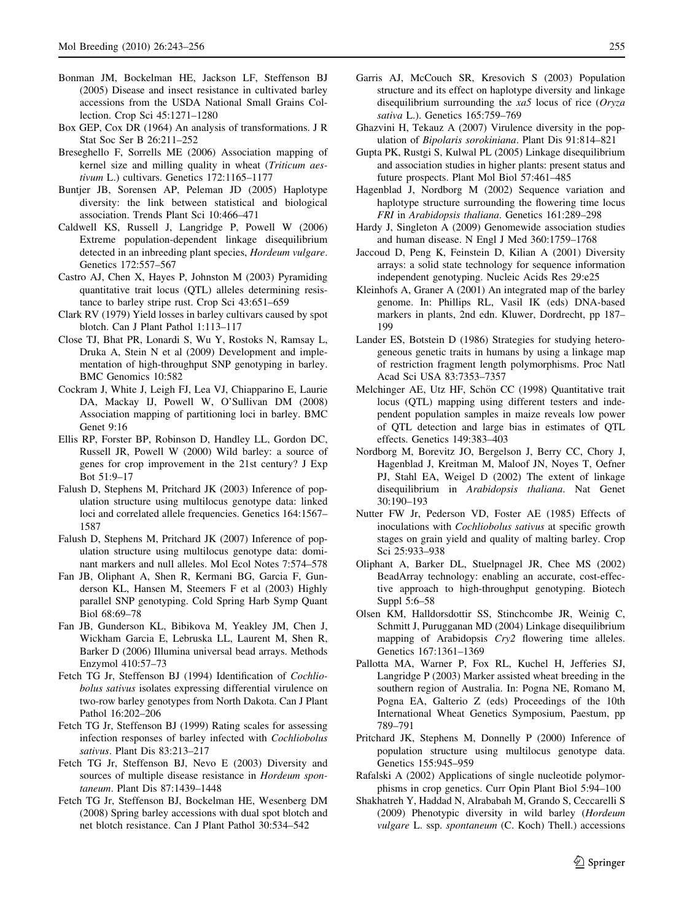Bonman JM, Bockelman HE, Jackson LF, Steffenson BJ (2005) Disease and insect resistance in cultivated barley accessions from the USDA National Small Grains Collection. Crop Sci 45:1271–1280

Box GEP, Cox DR (1964) An analysis of transformations. J R Stat Soc Ser B 26:211–252

Breseghello F, Sorrells ME (2006) Association mapping of kernel size and milling quality in wheat (*Triticum aestivum* L.) cultivars. Genetics 172:1165–1177

Buntjer JB, Sorensen AP, Peleman JD (2005) Haplotype diversity: the link between statistical and biological association. Trends Plant Sci 10:466–471

Caldwell KS, Russell J, Langridge P, Powell W (2006) Extreme population-dependent linkage disequilibrium detected in an inbreeding plant species, *Hordeum vulgare*. Genetics 172:557–567

Castro AJ, Chen X, Hayes P, Johnston M (2003) Pyramiding quantitative trait locus (QTL) alleles determining resistance to barley stripe rust. Crop Sci 43:651–659

Clark RV (1979) Yield losses in barley cultivars caused by spot blotch. Can J Plant Pathol 1:113–117

Close TJ, Bhat PR, Lonardi S, Wu Y, Rostoks N, Ramsay L, Druka A, Stein N et al (2009) Development and implementation of high-throughput SNP genotyping in barley. BMC Genomics 10:582

Cockram J, White J, Leigh FJ, Lea VJ, Chiapparino E, Laurie DA, Mackay IJ, Powell W, O'Sullivan DM (2008) Association mapping of partitioning loci in barley. BMC Genet 9:16

Ellis RP, Forster BP, Robinson D, Handley LL, Gordon DC, Russell JR, Powell W (2000) Wild barley: a source of genes for crop improvement in the 21st century? J Exp Bot 51:9–17

Falush D, Stephens M, Pritchard JK (2003) Inference of population structure using multilocus genotype data: linked loci and correlated allele frequencies. Genetics 164:1567–1587

Falush D, Stephens M, Pritchard JK (2007) Inference of population structure using multilocus genotype data: dominant markers and null alleles. Mol Ecol Notes 7:574–578

Fan JB, Oliphant A, Shen R, Kermani BG, Garcia F, Gunderson KL, Hansen M, Steemers F et al (2003) Highly parallel SNP genotyping. Cold Spring Harb Symp Quant Biol 68:69–78

Fan JB, Gunderson KL, Bibikova M, Yeakley JM, Chen J, Wickham Garcia E, Lebruska LL, Laurent M, Shen R, Barker D (2006) Illumina universal bead arrays. Methods Enzymol 410:57–73

Fetch TG Jr, Steffenson BJ (1994) Identification of *Cochliobolus sativus* isolates expressing differential virulence on two-row barley genotypes from North Dakota. Can J Plant Pathol 16:202–206

Fetch TG Jr, Steffenson BJ (1999) Rating scales for assessing infection responses of barley infected with *Cochliobolus sativus*. Plant Dis 83:213–217

Fetch TG Jr, Steffenson BJ, Nevo E (2003) Diversity and sources of multiple disease resistance in *Hordeum spontaneum*. Plant Dis 87:1439–1448

Fetch TG Jr, Steffenson BJ, Bockelman HE, Wesenberg DM (2008) Spring barley accessions with dual spot blotch and net blotch resistance. Can J Plant Pathol 30:534–542

Garris AJ, McCouch SR, Kresovich S (2003) Population structure and its effect on haplotype diversity and linkage disequilibrium surrounding the *xa5* locus of rice (*Oryza sativa* L.). Genetics 165:759–769

Ghazvini H, Tekauz A (2007) Virulence diversity in the population of *Bipolaris sorokiniana*. Plant Dis 91:814–821

Gupta PK, Rustgi S, Kulwal PL (2005) Linkage disequilibrium and association studies in higher plants: present status and future prospects. Plant Mol Biol 57:461–485

Hagenblad J, Nordborg M (2002) Sequence variation and haplotype structure surrounding the flowering time locus *FRI* in *Arabidopsis thaliana*. Genetics 161:289–298

Hardy J, Singleton A (2009) Genomewide association studies and human disease. N Engl J Med 360:1759–1768

Jaccoud D, Peng K, Feinstein D, Kilian A (2001) Diversity arrays: a solid state technology for sequence information independent genotyping. Nucleic Acids Res 29:e25

Kleinhofs A, Graner A (2001) An integrated map of the barley genome. In: Phillips RL, Vasil IK (eds) DNA-based markers in plants, 2nd edn. Kluwer, Dordrecht, pp 187–199

Lander ES, Botstein D (1986) Strategies for studying heterogeneous genetic traits in humans by using a linkage map of restriction fragment length polymorphisms. Proc Natl Acad Sci USA 83:7353–7357

Melchinger AE, Utz HF, Schön CC (1998) Quantitative trait locus (QTL) mapping using different testers and independent population samples in maize reveals low power of QTL detection and large bias in estimates of QTL effects. Genetics 149:383–403

Nordborg M, Borevitz JO, Bergelson J, Berry CC, Chory J, Hagenblad J, Kreitman M, Maloof JN, Noyes T, Oefner PJ, Stahl EA, Weigel D (2002) The extent of linkage disequilibrium in *Arabidopsis thaliana*. Nat Genet 30:190–193

Nutter FW Jr, Pederson VD, Foster AE (1985) Effects of inoculations with *Cochliobolus sativus* at specific growth stages on grain yield and quality of malting barley. Crop Sci 25:933–938

Oliphant A, Barker DL, Stuelpnagel JR, Chee MS (2002) BeadArray technology: enabling an accurate, cost-effective approach to high-throughput genotyping. Biotech Suppl 5:6–58

Olsen KM, Halldorsdottir SS, Stinchcombe JR, Weinig C, Schmitt J, Purugganan MD (2004) Linkage disequilibrium mapping of Arabidopsis *Cry2* flowering time alleles. Genetics 167:1361–1369

Pallotta MA, Warner P, Fox RL, Kuchel H, Jefferies SJ, Langridge P (2003) Marker assisted wheat breeding in the southern region of Australia. In: Pogna NE, Romano M, Pogna EA, Galterio Z (eds) Proceedings of the 10th International Wheat Genetics Symposium, Paestum, pp 789–791

Pritchard JK, Stephens M, Donnelly P (2000) Inference of population structure using multilocus genotype data. Genetics 155:945–959

Rafalski A (2002) Applications of single nucleotide polymorphisms in crop genetics. Curr Opin Plant Biol 5:94–100

Shakhatreh Y, Haddad N, Alrababah M, Grando S, Ceccarelli S (2009) Phenotypic diversity in wild barley (*Hordeum vulgare* L. ssp. *spontaneum* (C. Koch) Thell.) accessions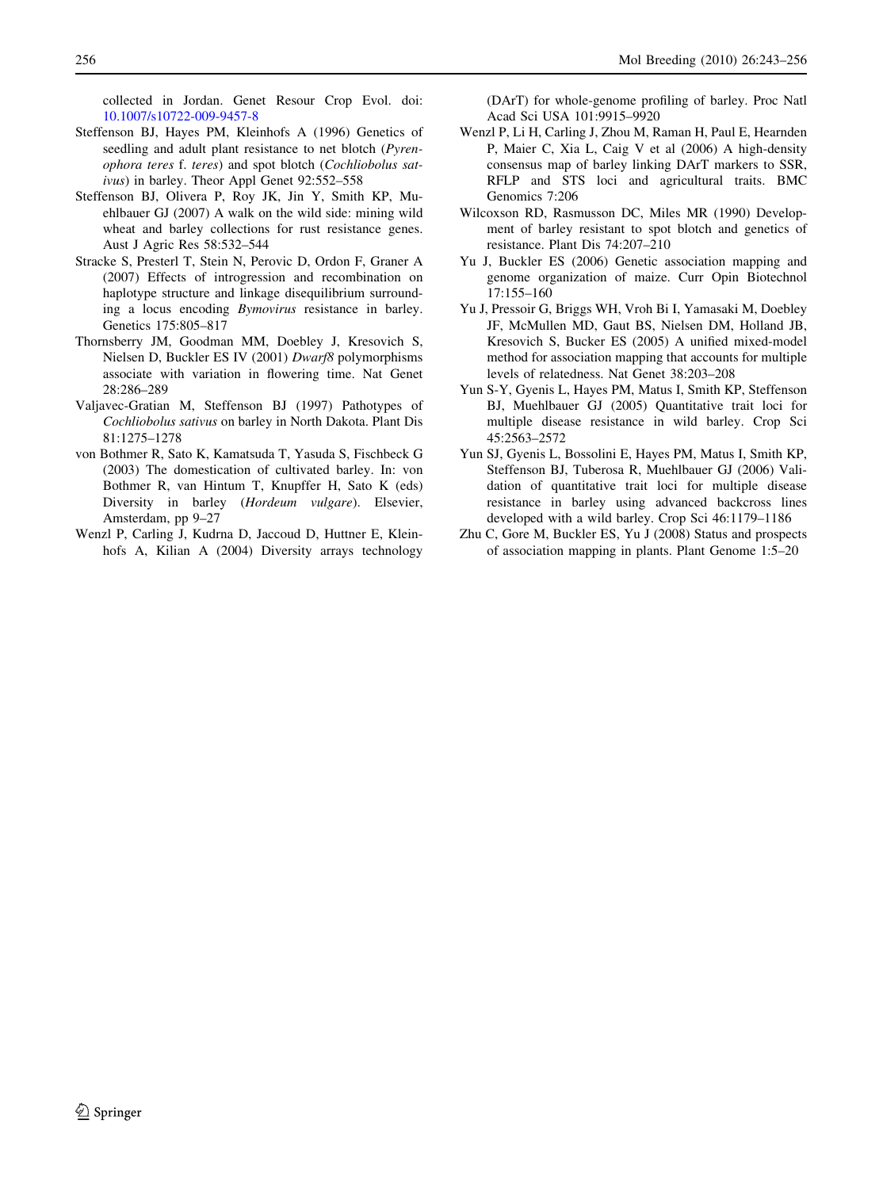collected in Jordan. Genet Resour Crop Evol. doi: 10.1007/s10722-009-9457-8

Steffenson BJ, Hayes PM, Kleinhofs A (1996) Genetics of seedling and adult plant resistance to net blotch (*Pyrenophora teres* f. *teres*) and spot blotch (*Cochliobolus sativus*) in barley. Theor Appl Genet 92:552–558

Steffenson BJ, Olivera P, Roy JK, Jin Y, Smith KP, Muehlbauer GJ (2007) A walk on the wild side: mining wild wheat and barley collections for rust resistance genes. Aust J Agric Res 58:532–544

Stracke S, Presterl T, Stein N, Perovic D, Ordon F, Graner A (2007) Effects of introgression and recombination on haplotype structure and linkage disequilibrium surrounding a locus encoding *Bymovirus* resistance in barley. Genetics 175:805–817

Thornsberry JM, Goodman MM, Doebley J, Kresovich S, Nielsen D, Buckler ES IV (2001) *Dwarf8* polymorphisms associate with variation in flowering time. Nat Genet 28:286–289

Valjavec-Gratian M, Steffenson BJ (1997) Pathotypes of *Cochliobolus sativus* on barley in North Dakota. Plant Dis 81:1275–1278

von Bothmer R, Sato K, Kamatsuda T, Yasuda S, Fischbeck G (2003) The domestication of cultivated barley. In: von Bothmer R, van Hintum T, Knupffer H, Sato K (eds) Diversity in barley (*Hordeum vulgare*). Elsevier, Amsterdam, pp 9–27

Wenzl P, Carling J, Kudrna D, Jaccoud D, Huttner E, Kleinhofs A, Kilian A (2004) Diversity arrays technology (DArT) for whole-genome profiling of barley. Proc Natl Acad Sci USA 101:9915–9920

Wenzl P, Li H, Carling J, Zhou M, Raman H, Paul E, Hearnden P, Maier C, Xia L, Caig V et al (2006) A high-density consensus map of barley linking DArT markers to SSR, RFLP and STS loci and agricultural traits. BMC Genomics 7:206

Wilcoxson RD, Rasmusson DC, Miles MR (1990) Development of barley resistant to spot blotch and genetics of resistance. Plant Dis 74:207–210

Yu J, Buckler ES (2006) Genetic association mapping and genome organization of maize. Curr Opin Biotechnol 17:155–160

Yu J, Pressoir G, Briggs WH, Vroh Bi I, Yamasaki M, Doebley JF, McMullen MD, Gaut BS, Nielsen DM, Holland JB, Kresovich S, Bucker ES (2005) A unified mixed-model method for association mapping that accounts for multiple levels of relatedness. Nat Genet 38:203–208

Yun S-Y, Gyenis L, Hayes PM, Matus I, Smith KP, Steffenson BJ, Muehlbauer GJ (2005) Quantitative trait loci for multiple disease resistance in wild barley. Crop Sci 45:2563–2572

Yun SJ, Gyenis L, Bossolini E, Hayes PM, Matus I, Smith KP, Steffenson BJ, Tuberosa R, Muehlbauer GJ (2006) Validation of quantitative trait loci for multiple disease resistance in barley using advanced backcross lines developed with a wild barley. Crop Sci 46:1179–1186

Zhu C, Gore M, Buckler ES, Yu J (2008) Status and prospects of association mapping in plants. Plant Genome 1:5–20